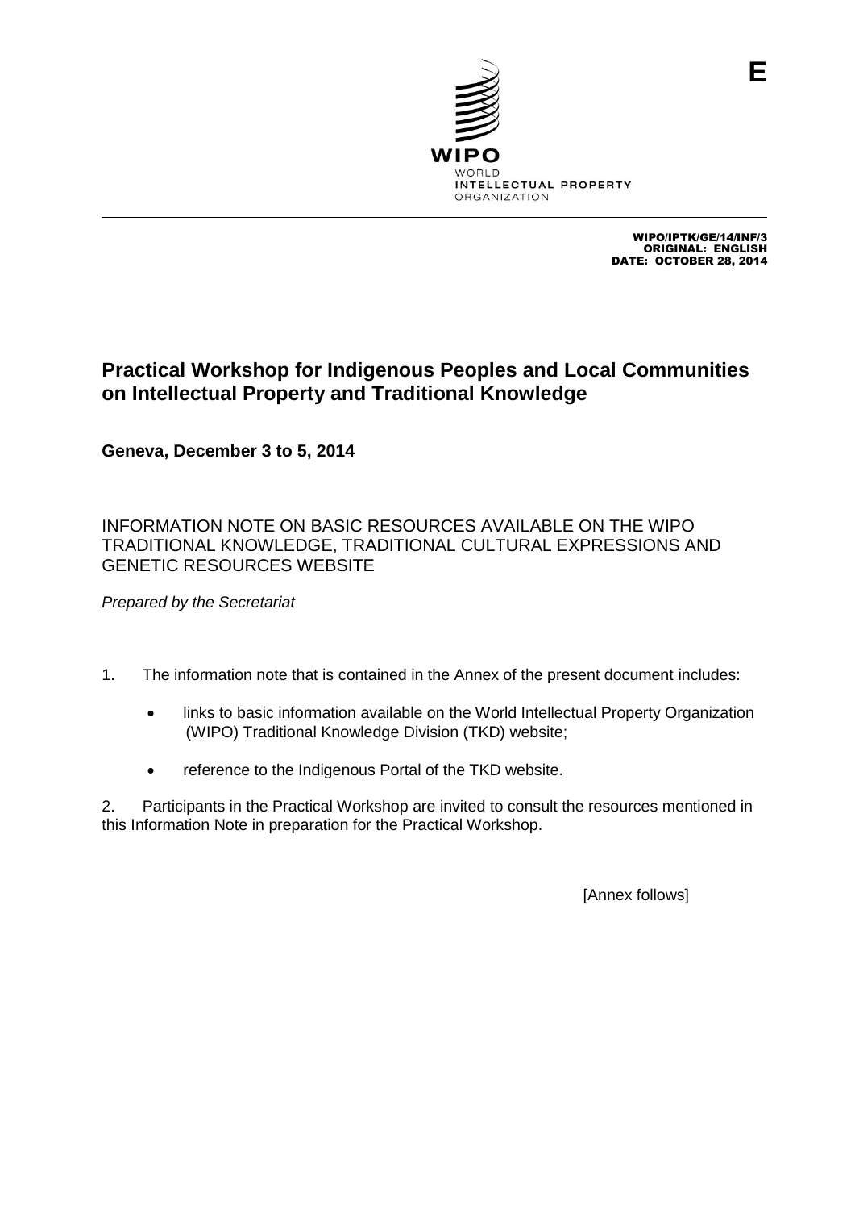E

WIPO
WORLD
INTELLECTUAL PROPERTY
ORGANIZATION

WIPO/IPTK/GE/14/INF/3
ORIGINAL: ENGLISH
DATE: OCTOBER 28, 2014

# Practical Workshop for Indigenous Peoples and Local Communities on Intellectual Property and Traditional Knowledge

**Geneva, December 3 to 5, 2014**

## INFORMATION NOTE ON BASIC RESOURCES AVAILABLE ON THE WIPO TRADITIONAL KNOWLEDGE, TRADITIONAL CULTURAL EXPRESSIONS AND GENETIC RESOURCES WEBSITE

*Prepared by the Secretariat*

1. The information note that is contained in the Annex of the present document includes:

   - links to basic information available on the World Intellectual Property Organization (WIPO) Traditional Knowledge Division (TKD) website;
   - reference to the Indigenous Portal of the TKD website.

2. Participants in the Practical Workshop are invited to consult the resources mentioned in this Information Note in preparation for the Practical Workshop.

[Annex follows]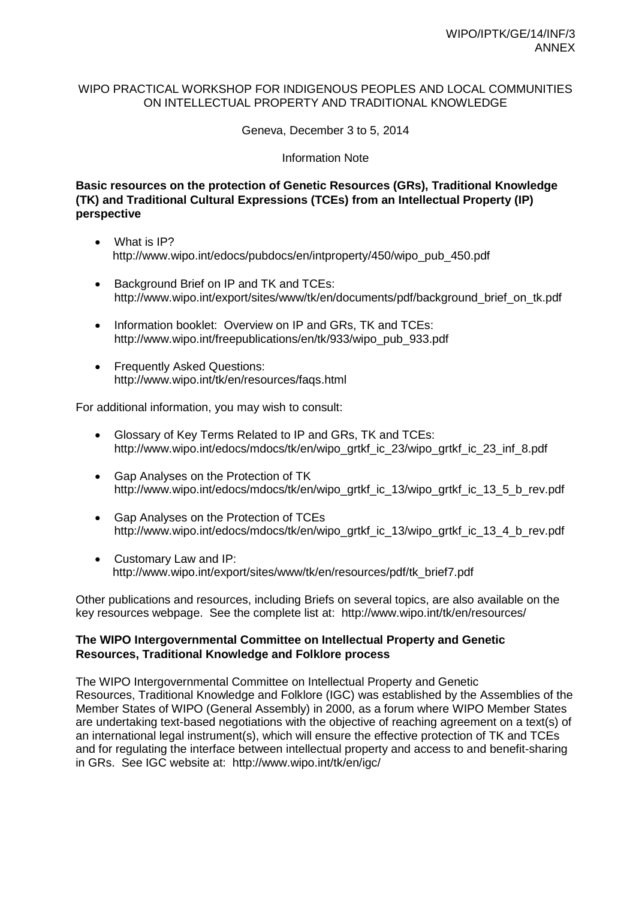WIPO PRACTICAL WORKSHOP FOR INDIGENOUS PEOPLES AND LOCAL COMMUNITIES ON INTELLECTUAL PROPERTY AND TRADITIONAL KNOWLEDGE

Geneva, December 3 to 5, 2014

Information Note

**Basic resources on the protection of Genetic Resources (GRs), Traditional Knowledge (TK) and Traditional Cultural Expressions (TCEs) from an Intellectual Property (IP) perspective**

- What is IP?
  http://www.wipo.int/edocs/pubdocs/en/intproperty/450/wipo_pub_450.pdf
- Background Brief on IP and TK and TCEs:
  http://www.wipo.int/export/sites/www/tk/en/documents/pdf/background_brief_on_tk.pdf
- Information booklet: Overview on IP and GRs, TK and TCEs:
  http://www.wipo.int/freepublications/en/tk/933/wipo_pub_933.pdf
- Frequently Asked Questions:
  http://www.wipo.int/tk/en/resources/faqs.html

For additional information, you may wish to consult:

- Glossary of Key Terms Related to IP and GRs, TK and TCEs:
  http://www.wipo.int/edocs/mdocs/tk/en/wipo_grtkf_ic_23/wipo_grtkf_ic_23_inf_8.pdf
- Gap Analyses on the Protection of TK
  http://www.wipo.int/edocs/mdocs/tk/en/wipo_grtkf_ic_13/wipo_grtkf_ic_13_5_b_rev.pdf
- Gap Analyses on the Protection of TCEs
  http://www.wipo.int/edocs/mdocs/tk/en/wipo_grtkf_ic_13/wipo_grtkf_ic_13_4_b_rev.pdf
- Customary Law and IP:
  http://www.wipo.int/export/sites/www/tk/en/resources/pdf/tk_brief7.pdf

Other publications and resources, including Briefs on several topics, are also available on the key resources webpage. See the complete list at: http://www.wipo.int/tk/en/resources/

**The WIPO Intergovernmental Committee on Intellectual Property and Genetic Resources, Traditional Knowledge and Folklore process**

The WIPO Intergovernmental Committee on Intellectual Property and Genetic Resources, Traditional Knowledge and Folklore (IGC) was established by the Assemblies of the Member States of WIPO (General Assembly) in 2000, as a forum where WIPO Member States are undertaking text-based negotiations with the objective of reaching agreement on a text(s) of an international legal instrument(s), which will ensure the effective protection of TK and TCEs and for regulating the interface between intellectual property and access to and benefit-sharing in GRs. See IGC website at: http://www.wipo.int/tk/en/igc/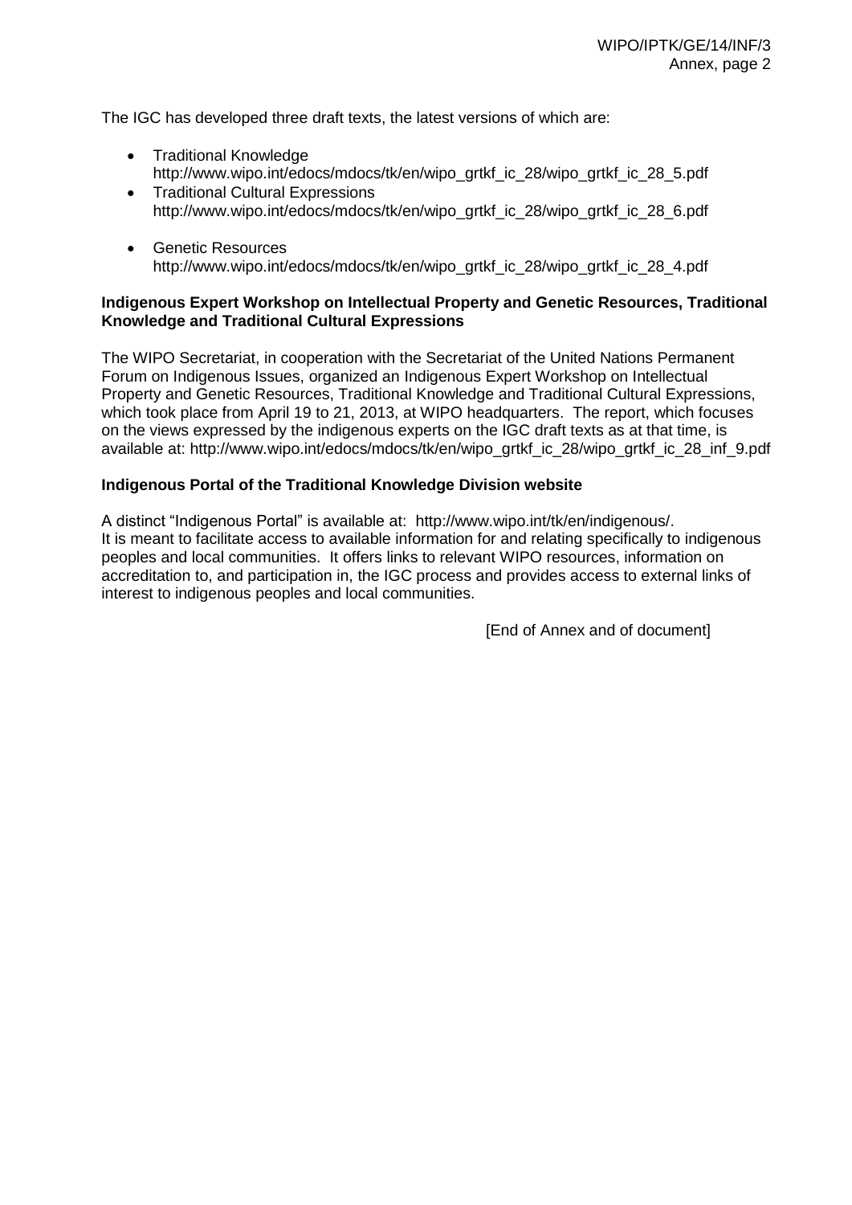The IGC has developed three draft texts, the latest versions of which are:

- Traditional Knowledge http://www.wipo.int/edocs/mdocs/tk/en/wipo_grtkf_ic_28/wipo_grtkf_ic_28_5.pdf
- Traditional Cultural Expressions http://www.wipo.int/edocs/mdocs/tk/en/wipo_grtkf_ic_28/wipo_grtkf_ic_28_6.pdf
- Genetic Resources http://www.wipo.int/edocs/mdocs/tk/en/wipo_grtkf_ic_28/wipo_grtkf_ic_28_4.pdf

**Indigenous Expert Workshop on Intellectual Property and Genetic Resources, Traditional Knowledge and Traditional Cultural Expressions**

The WIPO Secretariat, in cooperation with the Secretariat of the United Nations Permanent Forum on Indigenous Issues, organized an Indigenous Expert Workshop on Intellectual Property and Genetic Resources, Traditional Knowledge and Traditional Cultural Expressions, which took place from April 19 to 21, 2013, at WIPO headquarters. The report, which focuses on the views expressed by the indigenous experts on the IGC draft texts as at that time, is available at: http://www.wipo.int/edocs/mdocs/tk/en/wipo_grtkf_ic_28/wipo_grtkf_ic_28_inf_9.pdf

**Indigenous Portal of the Traditional Knowledge Division website**

A distinct "Indigenous Portal" is available at: http://www.wipo.int/tk/en/indigenous/. It is meant to facilitate access to available information for and relating specifically to indigenous peoples and local communities. It offers links to relevant WIPO resources, information on accreditation to, and participation in, the IGC process and provides access to external links of interest to indigenous peoples and local communities.

[End of Annex and of document]